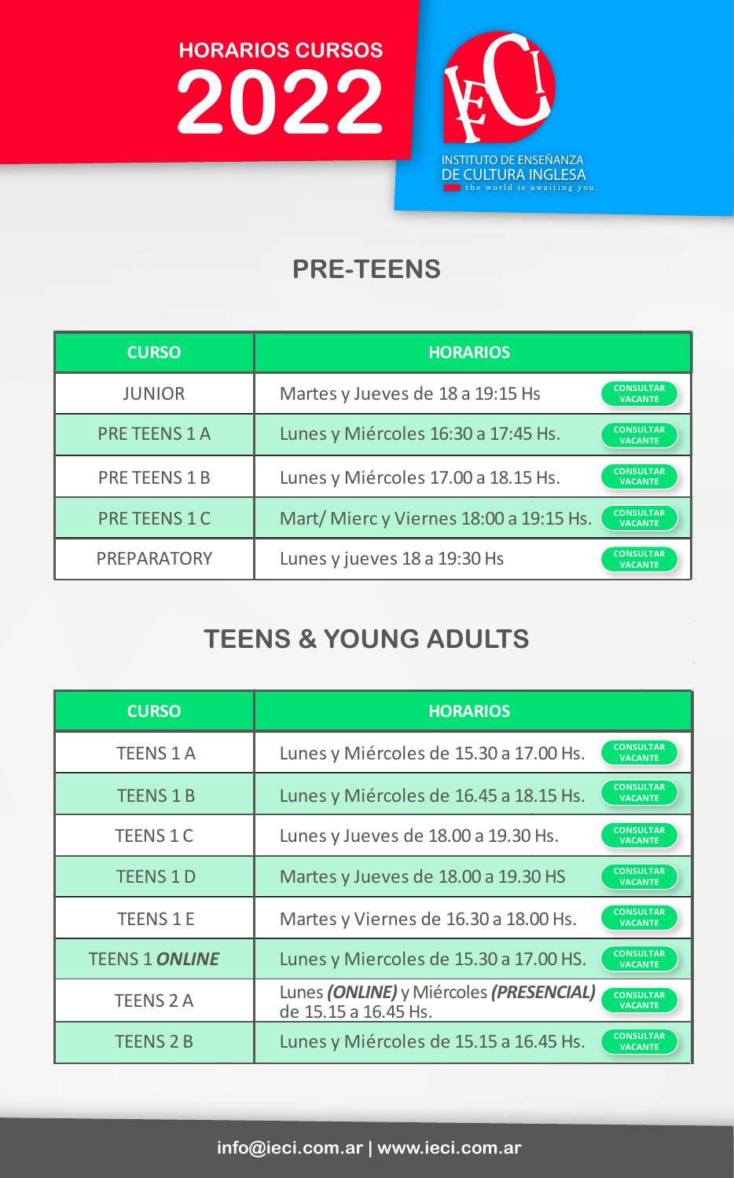# HORARIOS CURSOS 2022

INSTITUTO DE ENSEÑANZA DE CULTURA INGLESA

the world is awaiting you.

## PRE-TEENS

| CURSO | HORARIOS | |
|---|---|---|
| JUNIOR | Martes y Jueves de 18 a 19:15 Hs | CONSULTAR VACANTE |
| PRE TEENS 1 A | Lunes y Miércoles 16:30 a 17:45 Hs. | CONSULTAR VACANTE |
| PRE TEENS 1 B | Lunes y Miércoles 17.00 a 18.15 Hs. | CONSULTAR VACANTE |
| PRE TEENS 1 C | Mart/ Mierc y Viernes 18:00 a 19:15 Hs. | CONSULTAR VACANTE |
| PREPARATORY | Lunes y jueves 18 a 19:30 Hs | CONSULTAR VACANTE |

## TEENS & YOUNG ADULTS

| CURSO | HORARIOS | |
|---|---|---|
| TEENS 1 A | Lunes y Miércoles de 15.30 a 17.00 Hs. | CONSULTAR VACANTE |
| TEENS 1 B | Lunes y Miércoles de 16.45 a 18.15 Hs. | CONSULTAR VACANTE |
| TEENS 1 C | Lunes y Jueves de 18.00 a 19.30 Hs. | CONSULTAR VACANTE |
| TEENS 1 D | Martes y Jueves de 18.00 a 19.30 HS | CONSULTAR VACANTE |
| TEENS 1 E | Martes y Viernes de 16.30 a 18.00 Hs. | CONSULTAR VACANTE |
| TEENS 1 ***ONLINE*** | Lunes y Miercoles de 15.30 a 17.00 HS. | CONSULTAR VACANTE |
| TEENS 2 A | Lunes ***(ONLINE)*** y Miércoles ***(PRESENCIAL)*** de 15.15 a 16.45 Hs. | CONSULTAR VACANTE |
| TEENS 2 B | Lunes y Miércoles de 15.15 a 16.45 Hs. | CONSULTAR VACANTE |

info@ieci.com.ar | www.ieci.com.ar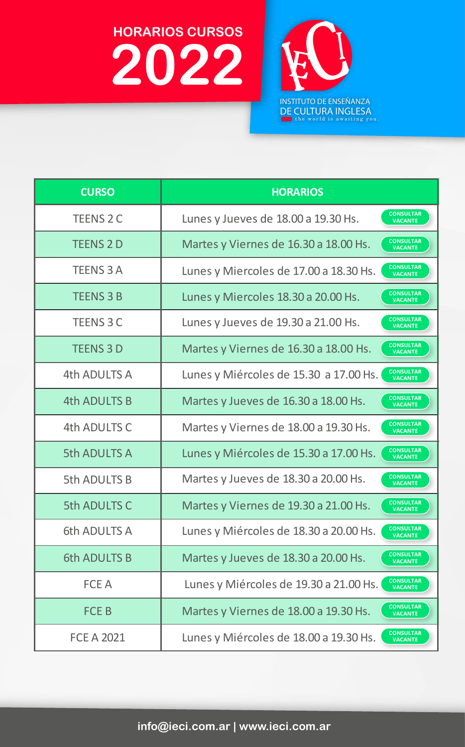# HORARIOS CURSOS 2022

INSTITUTO DE ENSEÑANZA DE CULTURA INGLESA

the world is awaiting you.

| CURSO | HORARIOS | |
|---|---|---|
| TEENS 2 C | Lunes y Jueves de 18.00 a 19.30 Hs. | CONSULTAR VACANTE |
| TEENS 2 D | Martes y Viernes de 16.30 a 18.00 Hs. | CONSULTAR VACANTE |
| TEENS 3 A | Lunes y Miercoles de 17.00 a 18.30 Hs. | CONSULTAR VACANTE |
| TEENS 3 B | Lunes y Miercoles 18.30 a 20.00 Hs. | CONSULTAR VACANTE |
| TEENS 3 C | Lunes y Jueves de 19.30 a 21.00 Hs. | CONSULTAR VACANTE |
| TEENS 3 D | Martes y Viernes de 16.30 a 18.00 Hs. | CONSULTAR VACANTE |
| 4th ADULTS A | Lunes y Miércoles de 15.30 a 17.00 Hs. | CONSULTAR VACANTE |
| 4th ADULTS B | Martes y Jueves de 16.30 a 18.00 Hs. | CONSULTAR VACANTE |
| 4th ADULTS C | Martes y Viernes de 18.00 a 19.30 Hs. | CONSULTAR VACANTE |
| 5th ADULTS A | Lunes y Miércoles de 15.30 a 17.00 Hs. | CONSULTAR VACANTE |
| 5th ADULTS B | Martes y Jueves de 18.30 a 20.00 Hs. | CONSULTAR VACANTE |
| 5th ADULTS C | Martes y Viernes de 19.30 a 21.00 Hs. | CONSULTAR VACANTE |
| 6th ADULTS A | Lunes y Miércoles de 18.30 a 20.00 Hs. | CONSULTAR VACANTE |
| 6th ADULTS B | Martes y Jueves de 18.30 a 20.00 Hs. | CONSULTAR VACANTE |
| FCE A | Lunes y Miércoles de 19.30 a 21.00 Hs. | CONSULTAR VACANTE |
| FCE B | Martes y Viernes de 18.00 a 19.30 Hs. | CONSULTAR VACANTE |
| FCE A 2021 | Lunes y Miércoles de 18.00 a 19.30 Hs. | CONSULTAR VACANTE |

info@ieci.com.ar | www.ieci.com.ar